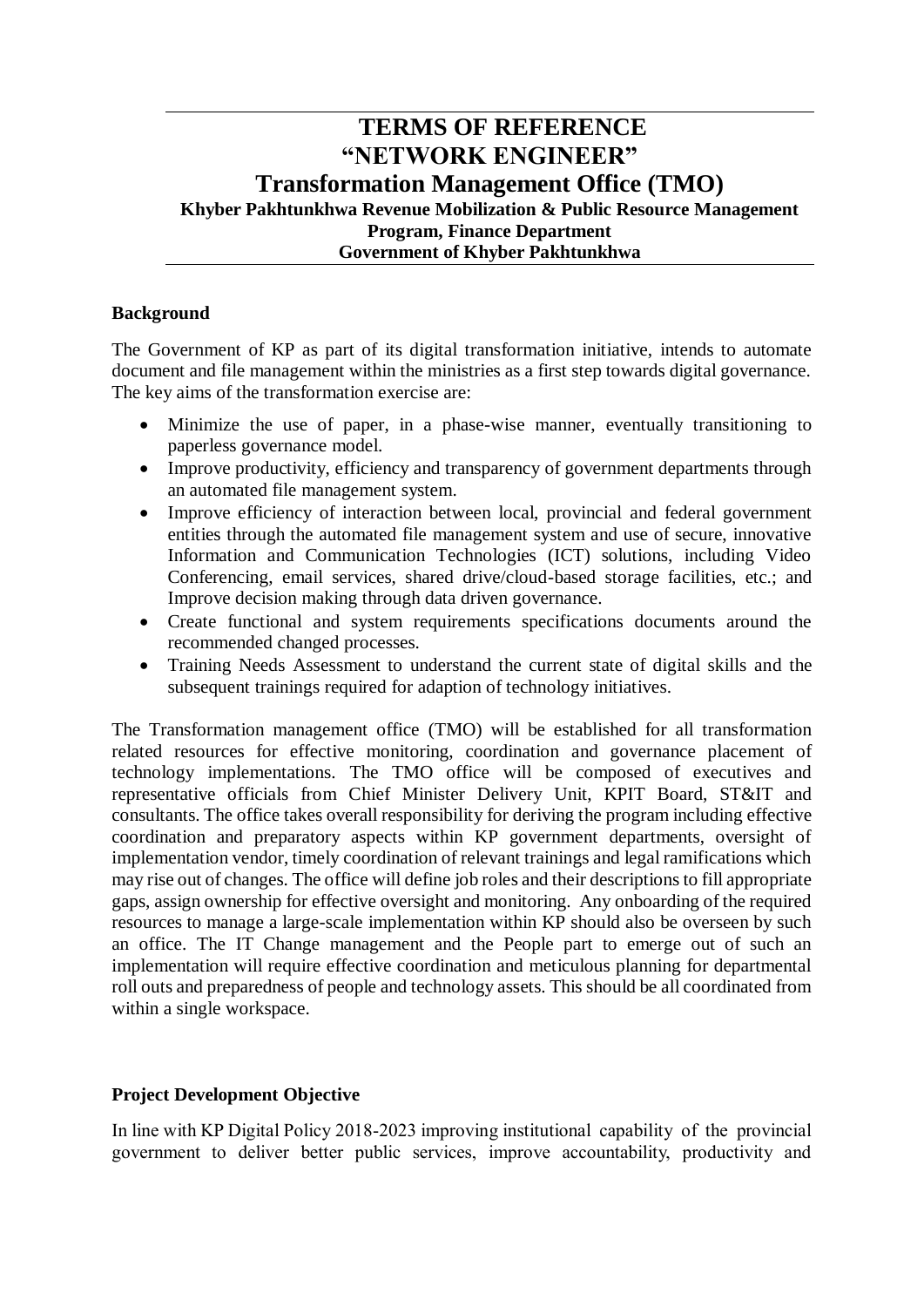# TERMS OF REFERENCE
# "NETWORK ENGINEER"
## Transformation Management Office (TMO)
### Khyber Pakhtunkhwa Revenue Mobilization & Public Resource Management Program, Finance Department
### Government of Khyber Pakhtunkhwa

**Background**

The Government of KP as part of its digital transformation initiative, intends to automate document and file management within the ministries as a first step towards digital governance. The key aims of the transformation exercise are:

- Minimize the use of paper, in a phase-wise manner, eventually transitioning to paperless governance model.
- Improve productivity, efficiency and transparency of government departments through an automated file management system.
- Improve efficiency of interaction between local, provincial and federal government entities through the automated file management system and use of secure, innovative Information and Communication Technologies (ICT) solutions, including Video Conferencing, email services, shared drive/cloud-based storage facilities, etc.; and Improve decision making through data driven governance.
- Create functional and system requirements specifications documents around the recommended changed processes.
- Training Needs Assessment to understand the current state of digital skills and the subsequent trainings required for adaption of technology initiatives.

The Transformation management office (TMO) will be established for all transformation related resources for effective monitoring, coordination and governance placement of technology implementations. The TMO office will be composed of executives and representative officials from Chief Minister Delivery Unit, KPIT Board, ST&IT and consultants. The office takes overall responsibility for deriving the program including effective coordination and preparatory aspects within KP government departments, oversight of implementation vendor, timely coordination of relevant trainings and legal ramifications which may rise out of changes. The office will define job roles and their descriptions to fill appropriate gaps, assign ownership for effective oversight and monitoring. Any onboarding of the required resources to manage a large-scale implementation within KP should also be overseen by such an office. The IT Change management and the People part to emerge out of such an implementation will require effective coordination and meticulous planning for departmental roll outs and preparedness of people and technology assets. This should be all coordinated from within a single workspace.

**Project Development Objective**

In line with KP Digital Policy 2018-2023 improving institutional capability of the provincial government to deliver better public services, improve accountability, productivity and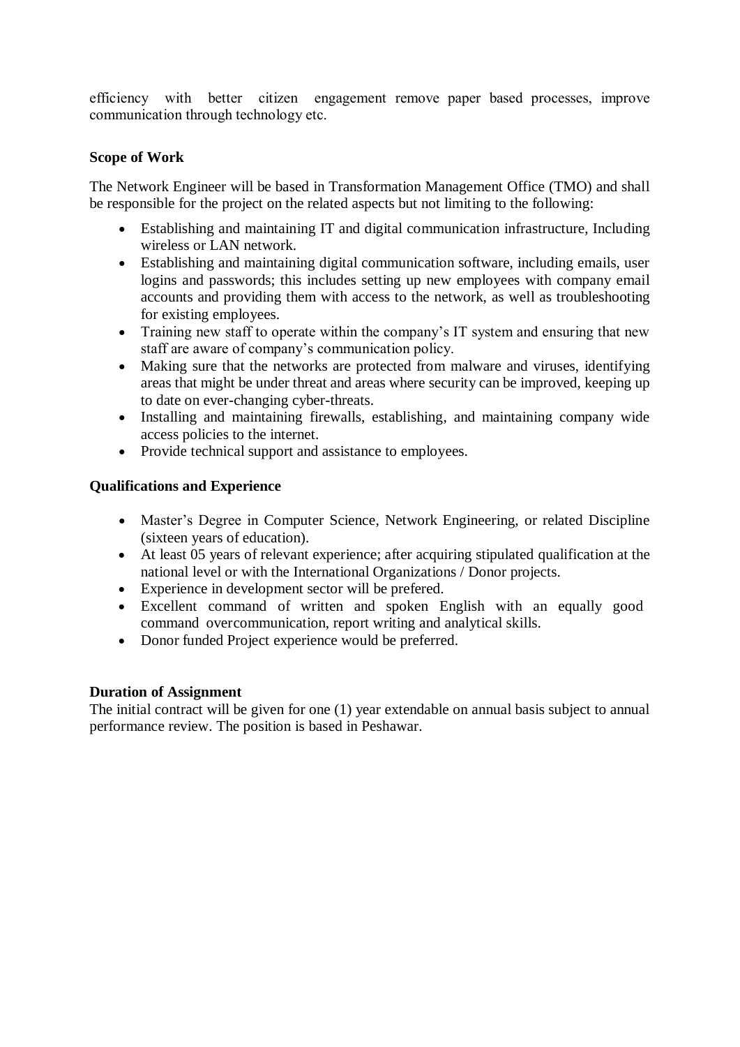efficiency with better citizen engagement remove paper based processes, improve communication through technology etc.

**Scope of Work**

The Network Engineer will be based in Transformation Management Office (TMO) and shall be responsible for the project on the related aspects but not limiting to the following:

- Establishing and maintaining IT and digital communication infrastructure, Including wireless or LAN network.
- Establishing and maintaining digital communication software, including emails, user logins and passwords; this includes setting up new employees with company email accounts and providing them with access to the network, as well as troubleshooting for existing employees.
- Training new staff to operate within the company's IT system and ensuring that new staff are aware of company's communication policy.
- Making sure that the networks are protected from malware and viruses, identifying areas that might be under threat and areas where security can be improved, keeping up to date on ever-changing cyber-threats.
- Installing and maintaining firewalls, establishing, and maintaining company wide access policies to the internet.
- Provide technical support and assistance to employees.

**Qualifications and Experience**

- Master's Degree in Computer Science, Network Engineering, or related Discipline (sixteen years of education).
- At least 05 years of relevant experience; after acquiring stipulated qualification at the national level or with the International Organizations / Donor projects.
- Experience in development sector will be prefered.
- Excellent command of written and spoken English with an equally good command overcommunication, report writing and analytical skills.
- Donor funded Project experience would be preferred.

**Duration of Assignment**

The initial contract will be given for one (1) year extendable on annual basis subject to annual performance review. The position is based in Peshawar.